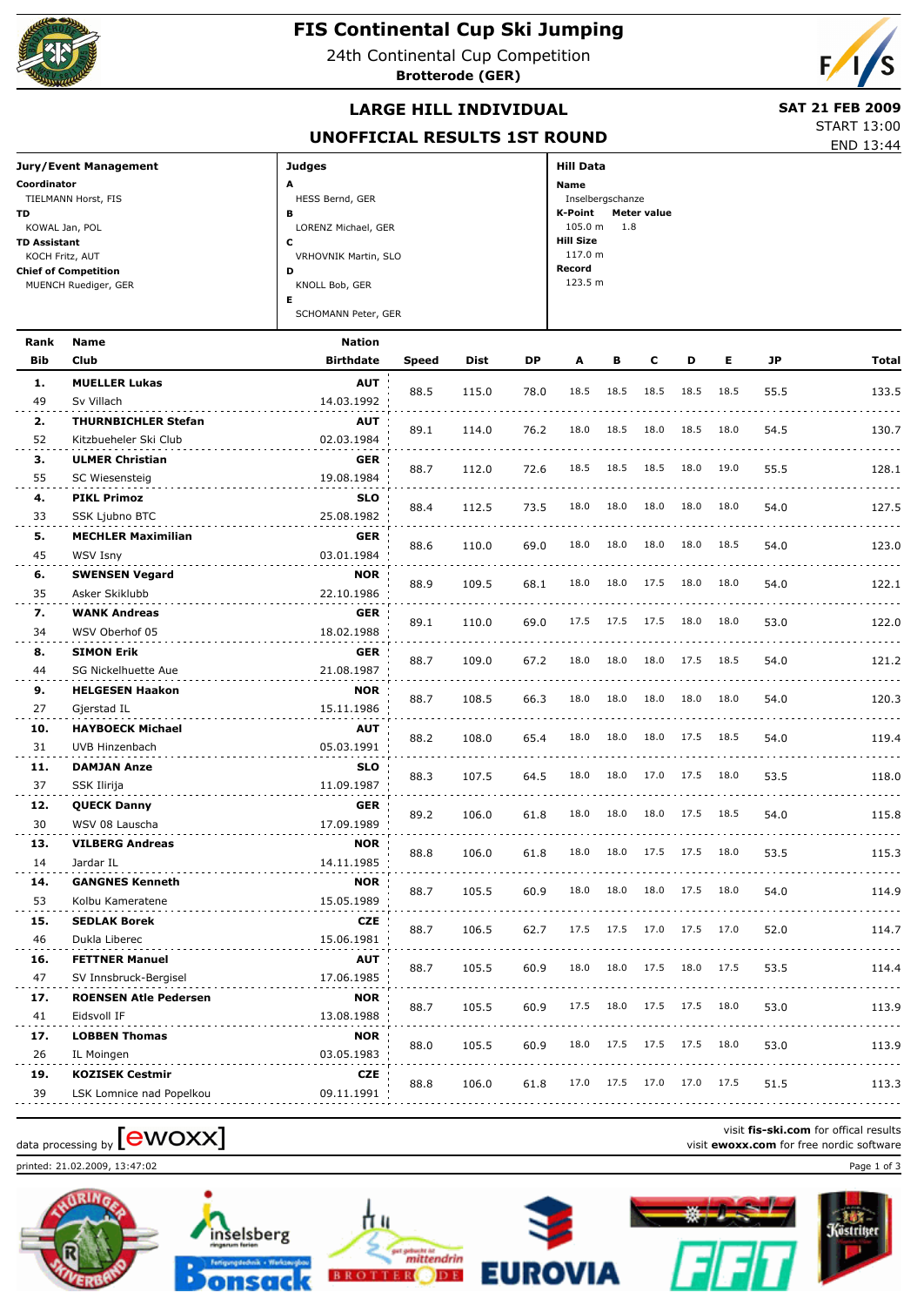# FIS Continental Cup Ski Jumping

24th Continental Cup Competition

**Brotterode (GER)**

## LARGE HILL INDIVIDUAL

## UNOFFICIAL RESULTS 1ST ROUND

**SAT 21 FEB 2009**

START 13:00

END 13:44

**Jury/Event Management**

**Coordinator**
TIELMANN Horst, FIS

**TD**
KOWAL Jan, POL

**TD Assistant**
KOCH Fritz, AUT

**Chief of Competition**
MUENCH Ruediger, GER

**Judges**

**A** HESS Bernd, GER

**B** LORENZ Michael, GER

**C** VRHOVNIK Martin, SLO

**D** KNOLL Bob, GER

**E** SCHOMANN Peter, GER

**Hill Data**

**Name**
Inselbergschanze

**K-Point** 105.0 m **Meter value** 1.8

**Hill Size** 117.0 m

**Record** 123.5 m

| Rank | Bib | Name | Club | Nation | Birthdate | Speed | Dist | DP | A | B | C | D | E | JP | Total |
|---|---|---|---|---|---|---|---|---|---|---|---|---|---|---|---|
| 1. | 49 | **MUELLER Lukas** | Sv Villach | **AUT** | 14.03.1992 | 88.5 | 115.0 | 78.0 | 18.5 | 18.5 | 18.5 | 18.5 | 18.5 | 55.5 | 133.5 |
| 2. | 52 | **THURNBICHLER Stefan** | Kitzbueheler Ski Club | **AUT** | 02.03.1984 | 89.1 | 114.0 | 76.2 | 18.0 | 18.5 | 18.0 | 18.5 | 18.0 | 54.5 | 130.7 |
| 3. | 55 | **ULMER Christian** | SC Wiesensteig | **GER** | 19.08.1984 | 88.7 | 112.0 | 72.6 | 18.5 | 18.5 | 18.5 | 18.0 | 19.0 | 55.5 | 128.1 |
| 4. | 33 | **PIKL Primoz** | SSK Ljubno BTC | **SLO** | 25.08.1982 | 88.4 | 112.5 | 73.5 | 18.0 | 18.0 | 18.0 | 18.0 | 18.0 | 54.0 | 127.5 |
| 5. | 45 | **MECHLER Maximilian** | WSV Isny | **GER** | 03.01.1984 | 88.6 | 110.0 | 69.0 | 18.0 | 18.0 | 18.0 | 18.0 | 18.5 | 54.0 | 123.0 |
| 6. | 35 | **SWENSEN Vegard** | Asker Skiklubb | **NOR** | 22.10.1986 | 88.9 | 109.5 | 68.1 | 18.0 | 18.0 | 17.5 | 18.0 | 18.0 | 54.0 | 122.1 |
| 7. | 34 | **WANK Andreas** | WSV Oberhof 05 | **GER** | 18.02.1988 | 89.1 | 110.0 | 69.0 | 17.5 | 17.5 | 17.5 | 18.0 | 18.0 | 53.0 | 122.0 |
| 8. | 44 | **SIMON Erik** | SG Nickelhuette Aue | **GER** | 21.08.1987 | 88.7 | 109.0 | 67.2 | 18.0 | 18.0 | 18.0 | 17.5 | 18.5 | 54.0 | 121.2 |
| 9. | 27 | **HELGESEN Haakon** | Gjerstad IL | **NOR** | 15.11.1986 | 88.7 | 108.5 | 66.3 | 18.0 | 18.0 | 18.0 | 18.0 | 18.0 | 54.0 | 120.3 |
| 10. | 31 | **HAYBOECK Michael** | UVB Hinzenbach | **AUT** | 05.03.1991 | 88.2 | 108.0 | 65.4 | 18.0 | 18.0 | 18.0 | 17.5 | 18.5 | 54.0 | 119.4 |
| 11. | 37 | **DAMJAN Anze** | SSK Ilirija | **SLO** | 11.09.1987 | 88.3 | 107.5 | 64.5 | 18.0 | 18.0 | 17.0 | 17.5 | 18.0 | 53.5 | 118.0 |
| 12. | 30 | **QUECK Danny** | WSV 08 Lauscha | **GER** | 17.09.1989 | 89.2 | 106.0 | 61.8 | 18.0 | 18.0 | 18.0 | 17.5 | 18.5 | 54.0 | 115.8 |
| 13. | 14 | **VILBERG Andreas** | Jardar IL | **NOR** | 14.11.1985 | 88.8 | 106.0 | 61.8 | 18.0 | 18.0 | 17.5 | 17.5 | 18.0 | 53.5 | 115.3 |
| 14. | 53 | **GANGNES Kenneth** | Kolbu Kameratene | **NOR** | 15.05.1989 | 88.7 | 105.5 | 60.9 | 18.0 | 18.0 | 18.0 | 17.5 | 18.0 | 54.0 | 114.9 |
| 15. | 46 | **SEDLAK Borek** | Dukla Liberec | **CZE** | 15.06.1981 | 88.7 | 106.5 | 62.7 | 17.5 | 17.5 | 17.0 | 17.5 | 17.0 | 52.0 | 114.7 |
| 16. | 47 | **FETTNER Manuel** | SV Innsbruck-Bergisel | **AUT** | 17.06.1985 | 88.7 | 105.5 | 60.9 | 18.0 | 18.0 | 17.5 | 18.0 | 17.5 | 53.5 | 114.4 |
| 17. | 41 | **ROENSEN Atle Pedersen** | Eidsvoll IF | **NOR** | 13.08.1988 | 88.7 | 105.5 | 60.9 | 17.5 | 18.0 | 17.5 | 17.5 | 18.0 | 53.0 | 113.9 |
| 17. | 26 | **LOBBEN Thomas** | IL Moingen | **NOR** | 03.05.1983 | 88.0 | 105.5 | 60.9 | 18.0 | 17.5 | 17.5 | 17.5 | 18.0 | 53.0 | 113.9 |
| 19. | 39 | **KOZISEK Cestmir** | LSK Lomnice nad Popelkou | **CZE** | 09.11.1991 | 88.8 | 106.0 | 61.8 | 17.0 | 17.5 | 17.0 | 17.0 | 17.5 | 51.5 | 113.3 |

data processing by [ewoxx]

visit **fis-ski.com** for offical results
visit **ewoxx.com** for free nordic software

printed: 21.02.2009, 13:47:02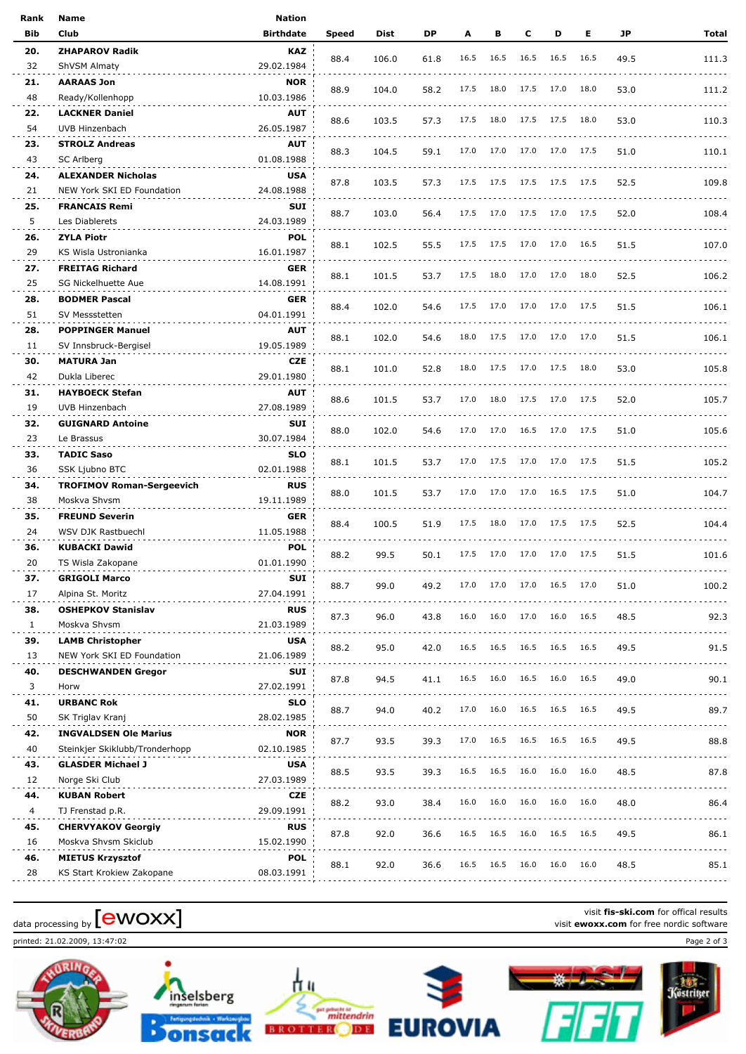| Rank | Name | Nation | Speed | Dist | DP | A | B | C | D | E | JP | Total |
|---|---|---|---|---|---|---|---|---|---|---|---|---|
| Bib | Club | Birthdate | | | | | | | | | | |
| 20. | ZHAPAROV Radik | KAZ | 88.4 | 106.0 | 61.8 | 16.5 | 16.5 | 16.5 | 16.5 | 16.5 | 49.5 | 111.3 |
| 32 | ShVSM Almaty | 29.02.1984 | | | | | | | | | | |
| 21. | AARAAS Jon | NOR | 88.9 | 104.0 | 58.2 | 17.5 | 18.0 | 17.5 | 17.0 | 18.0 | 53.0 | 111.2 |
| 48 | Ready/Kollenhopp | 10.03.1986 | | | | | | | | | | |
| 22. | LACKNER Daniel | AUT | 88.6 | 103.5 | 57.3 | 17.5 | 18.0 | 17.5 | 17.5 | 18.0 | 53.0 | 110.3 |
| 54 | UVB Hinzenbach | 26.05.1987 | | | | | | | | | | |
| 23. | STROLZ Andreas | AUT | 88.3 | 104.5 | 59.1 | 17.0 | 17.0 | 17.0 | 17.0 | 17.5 | 51.0 | 110.1 |
| 43 | SC Arlberg | 01.08.1988 | | | | | | | | | | |
| 24. | ALEXANDER Nicholas | USA | 87.8 | 103.5 | 57.3 | 17.5 | 17.5 | 17.5 | 17.5 | 17.5 | 52.5 | 109.8 |
| 21 | NEW York SKI ED Foundation | 24.08.1988 | | | | | | | | | | |
| 25. | FRANCAIS Remi | SUI | 88.7 | 103.0 | 56.4 | 17.5 | 17.0 | 17.5 | 17.0 | 17.5 | 52.0 | 108.4 |
| 5 | Les Diablerets | 24.03.1989 | | | | | | | | | | |
| 26. | ZYLA Piotr | POL | 88.1 | 102.5 | 55.5 | 17.5 | 17.5 | 17.0 | 17.0 | 16.5 | 51.5 | 107.0 |
| 29 | KS Wisla Ustronianka | 16.01.1987 | | | | | | | | | | |
| 27. | FREITAG Richard | GER | 88.1 | 101.5 | 53.7 | 17.5 | 18.0 | 17.0 | 17.0 | 18.0 | 52.5 | 106.2 |
| 25 | SG Nickelhuette Aue | 14.08.1991 | | | | | | | | | | |
| 28. | BODMER Pascal | GER | 88.4 | 102.0 | 54.6 | 17.5 | 17.0 | 17.0 | 17.0 | 17.5 | 51.5 | 106.1 |
| 51 | SV Messstetten | 04.01.1991 | | | | | | | | | | |
| 28. | POPPINGER Manuel | AUT | 88.1 | 102.0 | 54.6 | 18.0 | 17.5 | 17.0 | 17.0 | 17.0 | 51.5 | 106.1 |
| 11 | SV Innsbruck-Bergisel | 19.05.1989 | | | | | | | | | | |
| 30. | MATURA Jan | CZE | 88.1 | 101.0 | 52.8 | 18.0 | 17.5 | 17.0 | 17.5 | 18.0 | 53.0 | 105.8 |
| 42 | Dukla Liberec | 29.01.1980 | | | | | | | | | | |
| 31. | HAYBOECK Stefan | AUT | 88.6 | 101.5 | 53.7 | 17.0 | 18.0 | 17.5 | 17.0 | 17.5 | 52.0 | 105.7 |
| 19 | UVB Hinzenbach | 27.08.1989 | | | | | | | | | | |
| 32. | GUIGNARD Antoine | SUI | 88.0 | 102.0 | 54.6 | 17.0 | 17.0 | 16.5 | 17.0 | 17.5 | 51.0 | 105.6 |
| 23 | Le Brassus | 30.07.1984 | | | | | | | | | | |
| 33. | TADIC Saso | SLO | 88.1 | 101.5 | 53.7 | 17.0 | 17.5 | 17.0 | 17.0 | 17.5 | 51.5 | 105.2 |
| 36 | SSK Ljubno BTC | 02.01.1988 | | | | | | | | | | |
| 34. | TROFIMOV Roman-Sergeevich | RUS | 88.0 | 101.5 | 53.7 | 17.0 | 17.0 | 17.0 | 16.5 | 17.5 | 51.0 | 104.7 |
| 38 | Moskva Shvsm | 19.11.1989 | | | | | | | | | | |
| 35. | FREUND Severin | GER | 88.4 | 100.5 | 51.9 | 17.5 | 18.0 | 17.0 | 17.5 | 17.5 | 52.5 | 104.4 |
| 24 | WSV DJK Rastbuechl | 11.05.1988 | | | | | | | | | | |
| 36. | KUBACKI Dawid | POL | 88.2 | 99.5 | 50.1 | 17.5 | 17.0 | 17.0 | 17.0 | 17.5 | 51.5 | 101.6 |
| 20 | TS Wisla Zakopane | 01.01.1990 | | | | | | | | | | |
| 37. | GRIGOLI Marco | SUI | 88.7 | 99.0 | 49.2 | 17.0 | 17.0 | 17.0 | 16.5 | 17.0 | 51.0 | 100.2 |
| 17 | Alpina St. Moritz | 27.04.1991 | | | | | | | | | | |
| 38. | OSHEPKOV Stanislav | RUS | 87.3 | 96.0 | 43.8 | 16.0 | 16.0 | 17.0 | 16.0 | 16.5 | 48.5 | 92.3 |
| 1 | Moskva Shvsm | 21.03.1989 | | | | | | | | | | |
| 39. | LAMB Christopher | USA | 88.2 | 95.0 | 42.0 | 16.5 | 16.5 | 16.5 | 16.5 | 16.5 | 49.5 | 91.5 |
| 13 | NEW York SKI ED Foundation | 21.06.1989 | | | | | | | | | | |
| 40. | DESCHWANDEN Gregor | SUI | 87.8 | 94.5 | 41.1 | 16.5 | 16.0 | 16.5 | 16.0 | 16.5 | 49.0 | 90.1 |
| 3 | Horw | 27.02.1991 | | | | | | | | | | |
| 41. | URBANC Rok | SLO | 88.7 | 94.0 | 40.2 | 17.0 | 16.0 | 16.5 | 16.5 | 16.5 | 49.5 | 89.7 |
| 50 | SK Triglav Kranj | 28.02.1985 | | | | | | | | | | |
| 42. | INGVALDSEN Ole Marius | NOR | 87.7 | 93.5 | 39.3 | 17.0 | 16.5 | 16.5 | 16.5 | 16.5 | 49.5 | 88.8 |
| 40 | Steinkjer Skiklubb/Tronderhopp | 02.10.1985 | | | | | | | | | | |
| 43. | GLASDER Michael J | USA | 88.5 | 93.5 | 39.3 | 16.5 | 16.5 | 16.0 | 16.0 | 16.0 | 48.5 | 87.8 |
| 12 | Norge Ski Club | 27.03.1989 | | | | | | | | | | |
| 44. | KUBAN Robert | CZE | 88.2 | 93.0 | 38.4 | 16.0 | 16.0 | 16.0 | 16.0 | 16.0 | 48.0 | 86.4 |
| 4 | TJ Frenstad p.R. | 29.09.1991 | | | | | | | | | | |
| 45. | CHERVYAKOV Georgiy | RUS | 87.8 | 92.0 | 36.6 | 16.5 | 16.5 | 16.0 | 16.5 | 16.5 | 49.5 | 86.1 |
| 16 | Moskva Shvsm Skiclub | 15.02.1990 | | | | | | | | | | |
| 46. | MIETUS Krzysztof | POL | 88.1 | 92.0 | 36.6 | 16.5 | 16.5 | 16.0 | 16.0 | 16.0 | 48.5 | 85.1 |
| 28 | KS Start Krokiew Zakopane | 08.03.1991 | | | | | | | | | | |

data processing by [ewoxx]

visit **fis-ski.com** for offical results
visit **ewoxx.com** for free nordic software

printed: 21.02.2009, 13:47:02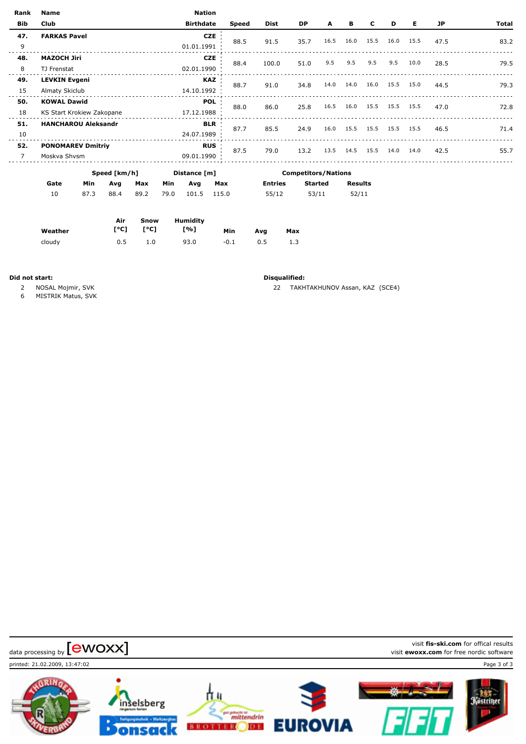| Rank | Name | Nation | | | | | | | | | | | |
|---|---|---|---|---|---|---|---|---|---|---|---|---|---|
| Bib | Club | Birthdate | Speed | Dist | DP | A | B | C | D | E | JP | Total |
| 47. | FARKAS Pavel | CZE | 88.5 | 91.5 | 35.7 | 16.5 | 16.0 | 15.5 | 16.0 | 15.5 | 47.5 | 83.2 |
| 9 | | 01.01.1991 | | | | | | | | | | |
| 48. | MAZOCH Jiri | CZE | 88.4 | 100.0 | 51.0 | 9.5 | 9.5 | 9.5 | 9.5 | 10.0 | 28.5 | 79.5 |
| 8 | TJ Frenstat | 02.01.1990 | | | | | | | | | | |
| 49. | LEVKIN Evgeni | KAZ | 88.7 | 91.0 | 34.8 | 14.0 | 14.0 | 16.0 | 15.5 | 15.0 | 44.5 | 79.3 |
| 15 | Almaty Skiclub | 14.10.1992 | | | | | | | | | | |
| 50. | KOWAL Dawid | POL | 88.0 | 86.0 | 25.8 | 16.5 | 16.0 | 15.5 | 15.5 | 15.5 | 47.0 | 72.8 |
| 18 | KS Start Krokiew Zakopane | 17.12.1988 | | | | | | | | | | |
| 51. | HANCHAROU Aleksandr | BLR | 87.7 | 85.5 | 24.9 | 16.0 | 15.5 | 15.5 | 15.5 | 15.5 | 46.5 | 71.4 |
| 10 | | 24.07.1989 | | | | | | | | | | |
| 52. | PONOMAREV Dmitriy | RUS | 87.5 | 79.0 | 13.2 | 13.5 | 14.5 | 15.5 | 14.0 | 14.0 | 42.5 | 55.7 |
| 7 | Moskva Shvsm | 09.01.1990 | | | | | | | | | | |

| | Speed [km/h] | | | Distance [m] | | | Competitors/Nations | | |
|---|---|---|---|---|---|---|---|---|---|
| Gate | Min | Avg | Max | Min | Avg | Max | Entries | Started | Results |
| 10 | 87.3 | 88.4 | 89.2 | 79.0 | 101.5 | 115.0 | 55/12 | 53/11 | 52/11 |

| Weather | Air [°C] | Snow [°C] | Humidity [%] | Min | Avg | Max |
|---|---|---|---|---|---|---|
| cloudy | 0.5 | 1.0 | 93.0 | -0.1 | 0.5 | 1.3 |

**Did not start:**

2 NOSAL Mojmir, SVK
6 MISTRIK Matus, SVK

**Disqualified:**

22 TAKHTAKHUNOV Assan, KAZ (SCE4)

data processing by [ewoxx]

visit **fis-ski.com** for offical results
visit **ewoxx.com** for free nordic software

printed: 21.02.2009, 13:47:02